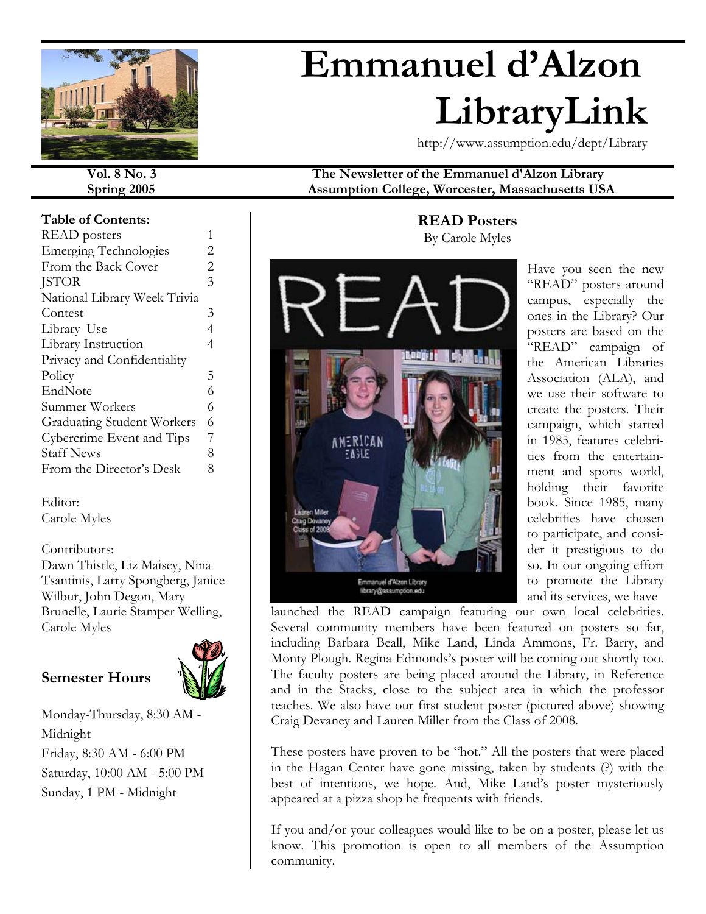# Emmanuel d'Alzon LibraryLink

http://www.assumption.edu/dept/Library

**Vol. 8 No. 3**
**Spring 2005**

**The Newsletter of the Emmanuel d'Alzon Library**
**Assumption College, Worcester, Massachusetts USA**

**Table of Contents:**

| | |
|---|---|
| READ posters | 1 |
| Emerging Technologies | 2 |
| From the Back Cover | 2 |
| JSTOR | 3 |
| National Library Week Trivia Contest | 3 |
| Library Use | 4 |
| Library Instruction | 4 |
| Privacy and Confidentiality Policy | 5 |
| EndNote | 6 |
| Summer Workers | 6 |
| Graduating Student Workers | 6 |
| Cybercrime Event and Tips | 7 |
| Staff News | 8 |
| From the Director's Desk | 8 |

Editor:
Carole Myles

Contributors:
Dawn Thistle, Liz Maisey, Nina Tsantinis, Larry Spongberg, Janice Wilbur, John Degon, Mary Brunelle, Laurie Stamper Welling, Carole Myles

### Semester Hours

Monday-Thursday, 8:30 AM - Midnight
Friday, 8:30 AM - 6:00 PM
Saturday, 10:00 AM - 5:00 PM
Sunday, 1 PM - Midnight

## READ Posters

By Carole Myles

Have you seen the new "READ" posters around campus, especially the ones in the Library? Our posters are based on the "READ" campaign of the American Libraries Association (ALA), and we use their software to create the posters. Their campaign, which started in 1985, features celebrities from the entertainment and sports world, holding their favorite book. Since 1985, many celebrities have chosen to participate, and consider it prestigious to do so. In our ongoing effort to promote the Library and its services, we have launched the READ campaign featuring our own local celebrities. Several community members have been featured on posters so far, including Barbara Beall, Mike Land, Linda Ammons, Fr. Barry, and Monty Plough. Regina Edmonds's poster will be coming out shortly too. The faculty posters are being placed around the Library, in Reference and in the Stacks, close to the subject area in which the professor teaches. We also have our first student poster (pictured above) showing Craig Devaney and Lauren Miller from the Class of 2008.

These posters have proven to be "hot." All the posters that were placed in the Hagan Center have gone missing, taken by students (?) with the best of intentions, we hope. And, Mike Land's poster mysteriously appeared at a pizza shop he frequents with friends.

If you and/or your colleagues would like to be on a poster, please let us know. This promotion is open to all members of the Assumption community.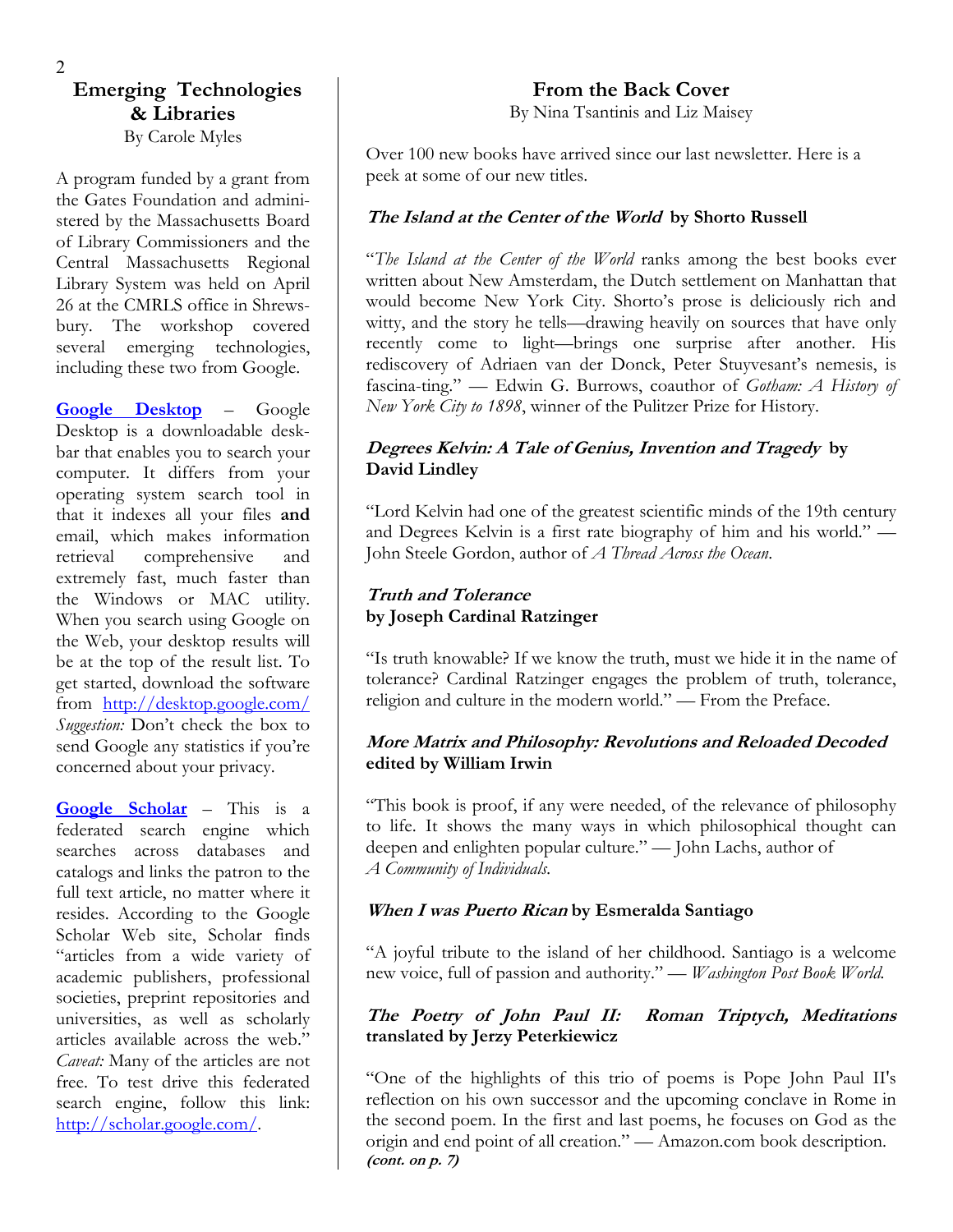## Emerging Technologies & Libraries

By Carole Myles

A program funded by a grant from the Gates Foundation and administered by the Massachusetts Board of Library Commissioners and the Central Massachusetts Regional Library System was held on April 26 at the CMRLS office in Shrewsbury. The workshop covered several emerging technologies, including these two from Google.

**Google Desktop** – Google Desktop is a downloadable deskbar that enables you to search your computer. It differs from your operating system search tool in that it indexes all your files **and** email, which makes information retrieval comprehensive and extremely fast, much faster than the Windows or MAC utility. When you search using Google on the Web, your desktop results will be at the top of the result list. To get started, download the software from http://desktop.google.com/ *Suggestion:* Don't check the box to send Google any statistics if you're concerned about your privacy.

**Google Scholar** – This is a federated search engine which searches across databases and catalogs and links the patron to the full text article, no matter where it resides. According to the Google Scholar Web site, Scholar finds "articles from a wide variety of academic publishers, professional societies, preprint repositories and universities, as well as scholarly articles available across the web." *Caveat:* Many of the articles are not free. To test drive this federated search engine, follow this link: http://scholar.google.com/.

## From the Back Cover

By Nina Tsantinis and Liz Maisey

Over 100 new books have arrived since our last newsletter. Here is a peek at some of our new titles.

***The Island at the Center of the World*** **by Shorto Russell**

"*The Island at the Center of the World* ranks among the best books ever written about New Amsterdam, the Dutch settlement on Manhattan that would become New York City. Shorto's prose is deliciously rich and witty, and the story he tells—drawing heavily on sources that have only recently come to light—brings one surprise after another. His rediscovery of Adriaen van der Donck, Peter Stuyvesant's nemesis, is fascina-ting." — Edwin G. Burrows, coauthor of *Gotham: A History of New York City to 1898*, winner of the Pulitzer Prize for History.

***Degrees Kelvin: A Tale of Genius, Invention and Tragedy*** **by David Lindley**

"Lord Kelvin had one of the greatest scientific minds of the 19th century and Degrees Kelvin is a first rate biography of him and his world." — John Steele Gordon, author of *A Thread Across the Ocean*.

***Truth and Tolerance***
**by Joseph Cardinal Ratzinger**

"Is truth knowable? If we know the truth, must we hide it in the name of tolerance? Cardinal Ratzinger engages the problem of truth, tolerance, religion and culture in the modern world." — From the Preface.

***More Matrix and Philosophy: Revolutions and Reloaded Decoded*** **edited by William Irwin**

"This book is proof, if any were needed, of the relevance of philosophy to life. It shows the many ways in which philosophical thought can deepen and enlighten popular culture." — John Lachs, author of *A Community of Individuals.*

***When I was Puerto Rican*** **by Esmeralda Santiago**

"A joyful tribute to the island of her childhood. Santiago is a welcome new voice, full of passion and authority." — *Washington Post Book World.*

***The Poetry of John Paul II: Roman Triptych, Meditations*** **translated by Jerzy Peterkiewicz**

"One of the highlights of this trio of poems is Pope John Paul II's reflection on his own successor and the upcoming conclave in Rome in the second poem. In the first and last poems, he focuses on God as the origin and end point of all creation." — Amazon.com book description.
***(cont. on p. 7)***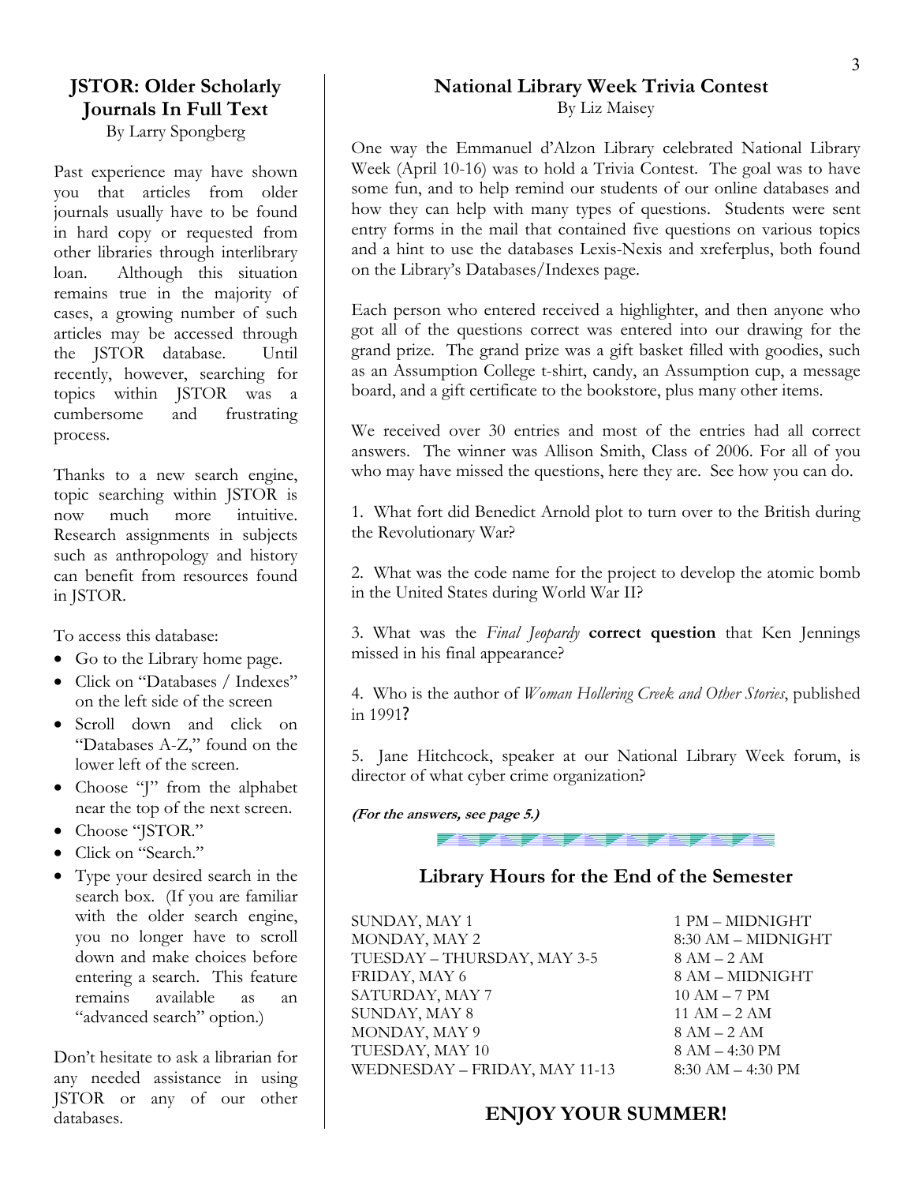## JSTOR: Older Scholarly Journals In Full Text

By Larry Spongberg

Past experience may have shown you that articles from older journals usually have to be found in hard copy or requested from other libraries through interlibrary loan. Although this situation remains true in the majority of cases, a growing number of such articles may be accessed through the JSTOR database. Until recently, however, searching for topics within JSTOR was a cumbersome and frustrating process.

Thanks to a new search engine, topic searching within JSTOR is now much more intuitive. Research assignments in subjects such as anthropology and history can benefit from resources found in JSTOR.

To access this database:

- Go to the Library home page.
- Click on "Databases / Indexes" on the left side of the screen
- Scroll down and click on "Databases A-Z," found on the lower left of the screen.
- Choose "J" from the alphabet near the top of the next screen.
- Choose "JSTOR."
- Click on "Search."
- Type your desired search in the search box. (If you are familiar with the older search engine, you no longer have to scroll down and make choices before entering a search. This feature remains available as an "advanced search" option.)

Don't hesitate to ask a librarian for any needed assistance in using JSTOR or any of our other databases.

## National Library Week Trivia Contest

By Liz Maisey

One way the Emmanuel d'Alzon Library celebrated National Library Week (April 10-16) was to hold a Trivia Contest. The goal was to have some fun, and to help remind our students of our online databases and how they can help with many types of questions. Students were sent entry forms in the mail that contained five questions on various topics and a hint to use the databases Lexis-Nexis and xreferplus, both found on the Library's Databases/Indexes page.

Each person who entered received a highlighter, and then anyone who got all of the questions correct was entered into our drawing for the grand prize. The grand prize was a gift basket filled with goodies, such as an Assumption College t-shirt, candy, an Assumption cup, a message board, and a gift certificate to the bookstore, plus many other items.

We received over 30 entries and most of the entries had all correct answers. The winner was Allison Smith, Class of 2006. For all of you who may have missed the questions, here they are. See how you can do.

1. What fort did Benedict Arnold plot to turn over to the British during the Revolutionary War?

2. What was the code name for the project to develop the atomic bomb in the United States during World War II?

3. What was the *Final Jeopardy* **correct question** that Ken Jennings missed in his final appearance?

4. Who is the author of *Woman Hollering Creek and Other Stories*, published in 1991**?**

5. Jane Hitchcock, speaker at our National Library Week forum, is director of what cyber crime organization?

***(For the answers, see page 5.)***

## Library Hours for the End of the Semester

| | |
|---|---|
| SUNDAY, MAY 1 | 1 PM – MIDNIGHT |
| MONDAY, MAY 2 | 8:30 AM – MIDNIGHT |
| TUESDAY – THURSDAY, MAY 3-5 | 8 AM – 2 AM |
| FRIDAY, MAY 6 | 8 AM – MIDNIGHT |
| SATURDAY, MAY 7 | 10 AM – 7 PM |
| SUNDAY, MAY 8 | 11 AM – 2 AM |
| MONDAY, MAY 9 | 8 AM – 2 AM |
| TUESDAY, MAY 10 | 8 AM – 4:30 PM |
| WEDNESDAY – FRIDAY, MAY 11-13 | 8:30 AM – 4:30 PM |

## ENJOY YOUR SUMMER!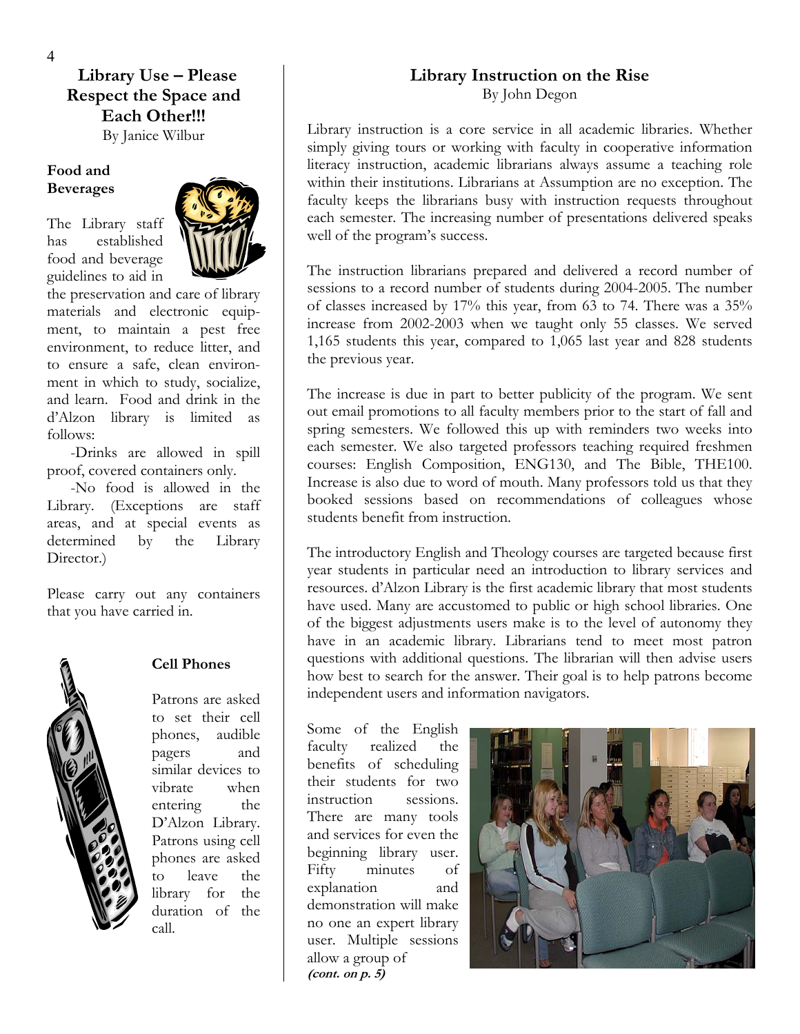## Library Use – Please Respect the Space and Each Other!!!

By Janice Wilbur

### Food and Beverages

The Library staff has established food and beverage guidelines to aid in the preservation and care of library materials and electronic equipment, to maintain a pest free environment, to reduce litter, and to ensure a safe, clean environment in which to study, socialize, and learn. Food and drink in the d'Alzon library is limited as follows:

-Drinks are allowed in spill proof, covered containers only.

-No food is allowed in the Library. (Exceptions are staff areas, and at special events as determined by the Library Director.)

Please carry out any containers that you have carried in.

### Cell Phones

Patrons are asked to set their cell phones, audible pagers and similar devices to vibrate when entering the D'Alzon Library. Patrons using cell phones are asked to leave the library for the duration of the call.

## Library Instruction on the Rise

By John Degon

Library instruction is a core service in all academic libraries. Whether simply giving tours or working with faculty in cooperative information literacy instruction, academic librarians always assume a teaching role within their institutions. Librarians at Assumption are no exception. The faculty keeps the librarians busy with instruction requests throughout each semester. The increasing number of presentations delivered speaks well of the program's success.

The instruction librarians prepared and delivered a record number of sessions to a record number of students during 2004-2005. The number of classes increased by 17% this year, from 63 to 74. There was a 35% increase from 2002-2003 when we taught only 55 classes. We served 1,165 students this year, compared to 1,065 last year and 828 students the previous year.

The increase is due in part to better publicity of the program. We sent out email promotions to all faculty members prior to the start of fall and spring semesters. We followed this up with reminders two weeks into each semester. We also targeted professors teaching required freshmen courses: English Composition, ENG130, and The Bible, THE100. Increase is also due to word of mouth. Many professors told us that they booked sessions based on recommendations of colleagues whose students benefit from instruction.

The introductory English and Theology courses are targeted because first year students in particular need an introduction to library services and resources. d'Alzon Library is the first academic library that most students have used. Many are accustomed to public or high school libraries. One of the biggest adjustments users make is to the level of autonomy they have in an academic library. Librarians tend to meet most patron questions with additional questions. The librarian will then advise users how best to search for the answer. Their goal is to help patrons become independent users and information navigators.

Some of the English faculty realized the benefits of scheduling their students for two instruction sessions. There are many tools and services for even the beginning library user. Fifty minutes of explanation and demonstration will make no one an expert library user. Multiple sessions allow a group of

***(cont. on p. 5)***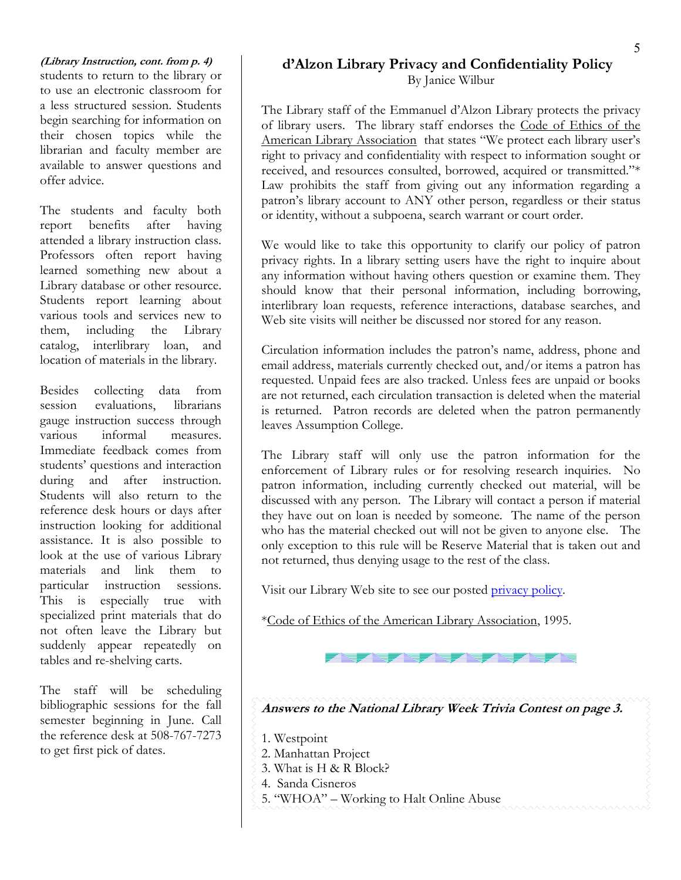***(Library Instruction, cont. from p. 4)*** students to return to the library or to use an electronic classroom for a less structured session. Students begin searching for information on their chosen topics while the librarian and faculty member are available to answer questions and offer advice.

The students and faculty both report benefits after having attended a library instruction class. Professors often report having learned something new about a Library database or other resource. Students report learning about various tools and services new to them, including the Library catalog, interlibrary loan, and location of materials in the library.

Besides collecting data from session evaluations, librarians gauge instruction success through various informal measures. Immediate feedback comes from students' questions and interaction during and after instruction. Students will also return to the reference desk hours or days after instruction looking for additional assistance. It is also possible to look at the use of various Library materials and link them to particular instruction sessions. This is especially true with specialized print materials that do not often leave the Library but suddenly appear repeatedly on tables and re-shelving carts.

The staff will be scheduling bibliographic sessions for the fall semester beginning in June. Call the reference desk at 508-767-7273 to get first pick of dates.

## d'Alzon Library Privacy and Confidentiality Policy

By Janice Wilbur

The Library staff of the Emmanuel d'Alzon Library protects the privacy of library users. The library staff endorses the Code of Ethics of the American Library Association that states "We protect each library user's right to privacy and confidentiality with respect to information sought or received, and resources consulted, borrowed, acquired or transmitted."* Law prohibits the staff from giving out any information regarding a patron's library account to ANY other person, regardless or their status or identity, without a subpoena, search warrant or court order.

We would like to take this opportunity to clarify our policy of patron privacy rights. In a library setting users have the right to inquire about any information without having others question or examine them. They should know that their personal information, including borrowing, interlibrary loan requests, reference interactions, database searches, and Web site visits will neither be discussed nor stored for any reason.

Circulation information includes the patron's name, address, phone and email address, materials currently checked out, and/or items a patron has requested. Unpaid fees are also tracked. Unless fees are unpaid or books are not returned, each circulation transaction is deleted when the material is returned. Patron records are deleted when the patron permanently leaves Assumption College.

The Library staff will only use the patron information for the enforcement of Library rules or for resolving research inquiries. No patron information, including currently checked out material, will be discussed with any person. The Library will contact a person if material they have out on loan is needed by someone. The name of the person who has the material checked out will not be given to anyone else. The only exception to this rule will be Reserve Material that is taken out and not returned, thus denying usage to the rest of the class.

Visit our Library Web site to see our posted privacy policy.

*Code of Ethics of the American Library Association, 1995.

***Answers to the National Library Week Trivia Contest on page 3.***

1. Westpoint
2. Manhattan Project
3. What is H & R Block?
4. Sanda Cisneros
5. "WHOA" – Working to Halt Online Abuse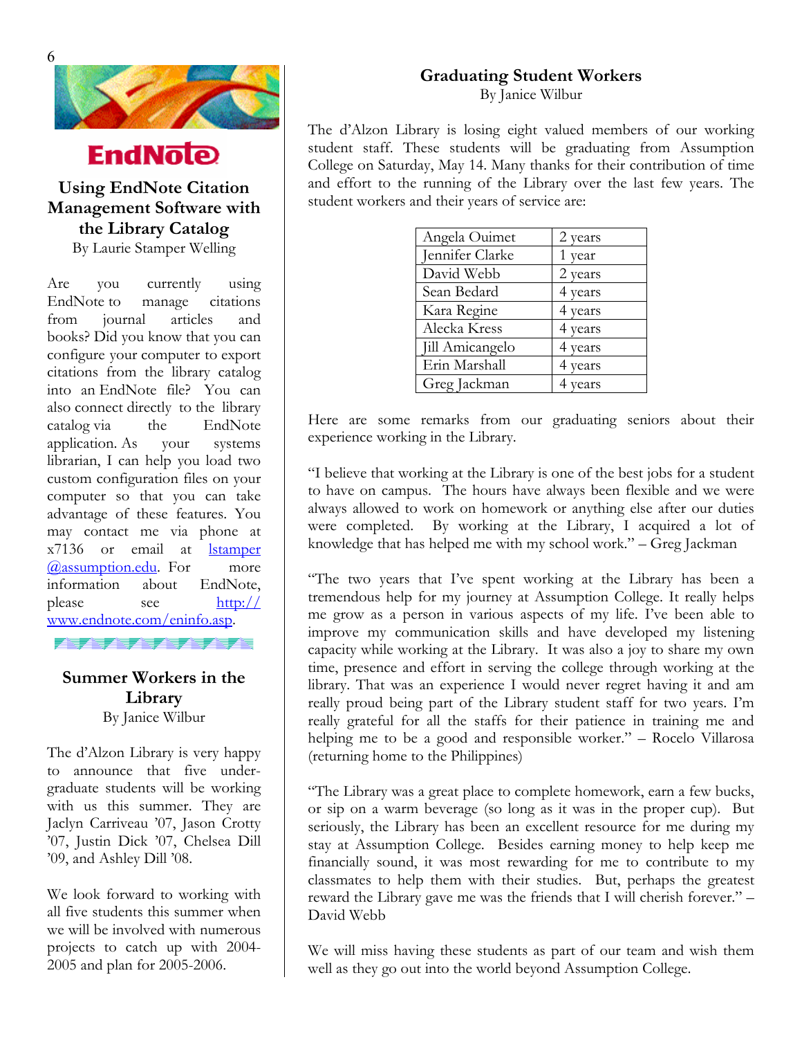EndNote

## Using EndNote Citation Management Software with the Library Catalog

By Laurie Stamper Welling

Are you currently using EndNote to manage citations from journal articles and books? Did you know that you can configure your computer to export citations from the library catalog into an EndNote file? You can also connect directly to the library catalog via the EndNote application. As your systems librarian, I can help you load two custom configuration files on your computer so that you can take advantage of these features. You may contact me via phone at x7136 or email at lstamper@assumption.edu. For more information about EndNote, please see http://www.endnote.com/eninfo.asp.

## Summer Workers in the Library

By Janice Wilbur

The d'Alzon Library is very happy to announce that five under-graduate students will be working with us this summer. They are Jaclyn Carriveau '07, Jason Crotty '07, Justin Dick '07, Chelsea Dill '09, and Ashley Dill '08.

We look forward to working with all five students this summer when we will be involved with numerous projects to catch up with 2004-2005 and plan for 2005-2006.

## Graduating Student Workers

By Janice Wilbur

The d'Alzon Library is losing eight valued members of our working student staff. These students will be graduating from Assumption College on Saturday, May 14. Many thanks for their contribution of time and effort to the running of the Library over the last few years. The student workers and their years of service are:

| Name | Years |
|---|---|
| Angela Ouimet | 2 years |
| Jennifer Clarke | 1 year |
| David Webb | 2 years |
| Sean Bedard | 4 years |
| Kara Regine | 4 years |
| Alecka Kress | 4 years |
| Jill Amicangelo | 4 years |
| Erin Marshall | 4 years |
| Greg Jackman | 4 years |

Here are some remarks from our graduating seniors about their experience working in the Library.

"I believe that working at the Library is one of the best jobs for a student to have on campus. The hours have always been flexible and we were always allowed to work on homework or anything else after our duties were completed. By working at the Library, I acquired a lot of knowledge that has helped me with my school work." – Greg Jackman

"The two years that I've spent working at the Library has been a tremendous help for my journey at Assumption College. It really helps me grow as a person in various aspects of my life. I've been able to improve my communication skills and have developed my listening capacity while working at the Library. It was also a joy to share my own time, presence and effort in serving the college through working at the library. That was an experience I would never regret having it and am really proud being part of the Library student staff for two years. I'm really grateful for all the staffs for their patience in training me and helping me to be a good and responsible worker." – Rocelo Villarosa (returning home to the Philippines)

"The Library was a great place to complete homework, earn a few bucks, or sip on a warm beverage (so long as it was in the proper cup). But seriously, the Library has been an excellent resource for me during my stay at Assumption College. Besides earning money to help keep me financially sound, it was most rewarding for me to contribute to my classmates to help them with their studies. But, perhaps the greatest reward the Library gave me was the friends that I will cherish forever." – David Webb

We will miss having these students as part of our team and wish them well as they go out into the world beyond Assumption College.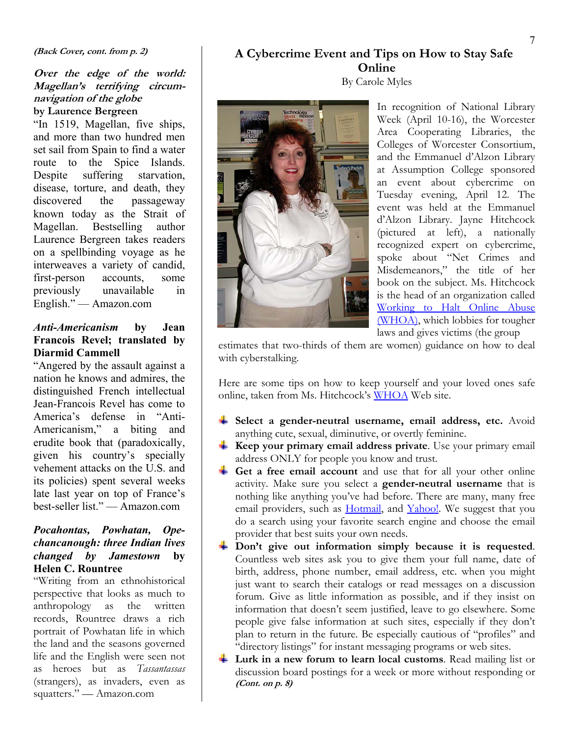*(Back Cover, cont. from p. 2)*

***Over the edge of the world: Magellan's terrifying circum-navigation of the globe***
**by Laurence Bergreen**

"In 1519, Magellan, five ships, and more than two hundred men set sail from Spain to find a water route to the Spice Islands. Despite suffering starvation, disease, torture, and death, they discovered the passageway known today as the Strait of Magellan. Bestselling author Laurence Bergreen takes readers on a spellbinding voyage as he interweaves a variety of candid, first-person accounts, some previously unavailable in English." — Amazon.com

***Anti-Americanism* by Jean Francois Revel; translated by Diarmid Cammell**

"Angered by the assault against a nation he knows and admires, the distinguished French intellectual Jean-Francois Revel has come to America's defense in "Anti-Americanism," a biting and erudite book that (paradoxically, given his country's specially vehement attacks on the U.S. and its policies) spent several weeks late last year on top of France's best-seller list." — Amazon.com

***Pocahontas, Powhatan, Opechancanough: three Indian lives changed by Jamestown* by Helen C. Rountree**

"Writing from an ethnohistorical perspective that looks as much to anthropology as the written records, Rountree draws a rich portrait of Powhatan life in which the land and the seasons governed life and the English were seen not as heroes but as *Tassantassas* (strangers), as invaders, even as squatters." — Amazon.com

## A Cybercrime Event and Tips on How to Stay Safe Online

By Carole Myles

In recognition of National Library Week (April 10-16), the Worcester Area Cooperating Libraries, the Colleges of Worcester Consortium, and the Emmanuel d'Alzon Library at Assumption College sponsored an event about cybercrime on Tuesday evening, April 12. The event was held at the Emmanuel d'Alzon Library. Jayne Hitchcock (pictured at left), a nationally recognized expert on cybercrime, spoke about "Net Crimes and Misdemeanors," the title of her book on the subject. Ms. Hitchcock is the head of an organization called [Working to Halt Online Abuse (WHOA)](), which lobbies for tougher laws and gives victims (the group estimates that two-thirds of them are women) guidance on how to deal with cyberstalking.

Here are some tips on how to keep yourself and your loved ones safe online, taken from Ms. Hitchcock's [WHOA]() Web site.

- **Select a gender-neutral username, email address, etc.** Avoid anything cute, sexual, diminutive, or overtly feminine.
- **Keep your primary email address private**. Use your primary email address ONLY for people you know and trust.
- **Get a free email account** and use that for all your other online activity. Make sure you select a **gender-neutral username** that is nothing like anything you've had before. There are many, many free email providers, such as [Hotmail](), and [Yahoo!](). We suggest that you do a search using your favorite search engine and choose the email provider that best suits your own needs.
- **Don't give out information simply because it is requested**. Countless web sites ask you to give them your full name, date of birth, address, phone number, email address, etc. when you might just want to search their catalogs or read messages on a discussion forum. Give as little information as possible, and if they insist on information that doesn't seem justified, leave to go elsewhere. Some people give false information at such sites, especially if they don't plan to return in the future. Be especially cautious of "profiles" and "directory listings" for instant messaging programs or web sites.
- **Lurk in a new forum to learn local customs**. Read mailing list or discussion board postings for a week or more without responding or

*(Cont. on p. 8)*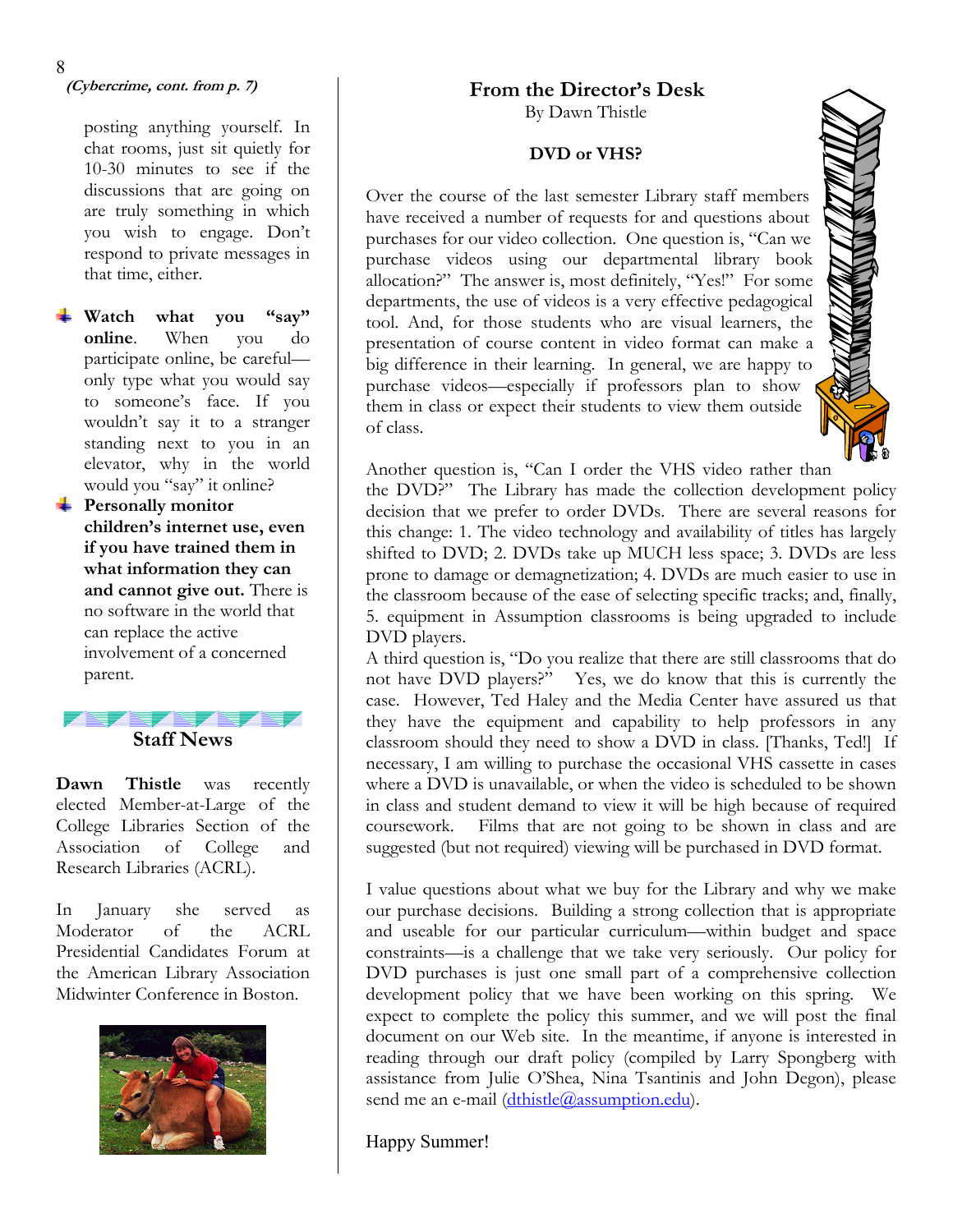*(Cybercrime, cont. from p. 7)*

posting anything yourself. In chat rooms, just sit quietly for 10-30 minutes to see if the discussions that are going on are truly something in which you wish to engage. Don't respond to private messages in that time, either.

- **Watch what you "say" online**. When you do participate online, be careful—only type what you would say to someone's face. If you wouldn't say it to a stranger standing next to you in an elevator, why in the world would you "say" it online?
- **Personally monitor children's internet use, even if you have trained them in what information they can and cannot give out.** There is no software in the world that can replace the active involvement of a concerned parent.

## Staff News

**Dawn Thistle** was recently elected Member-at-Large of the College Libraries Section of the Association of College and Research Libraries (ACRL).

In January she served as Moderator of the ACRL Presidential Candidates Forum at the American Library Association Midwinter Conference in Boston.

## From the Director's Desk

By Dawn Thistle

### DVD or VHS?

Over the course of the last semester Library staff members have received a number of requests for and questions about purchases for our video collection. One question is, "Can we purchase videos using our departmental library book allocation?" The answer is, most definitely, "Yes!" For some departments, the use of videos is a very effective pedagogical tool. And, for those students who are visual learners, the presentation of course content in video format can make a big difference in their learning. In general, we are happy to purchase videos—especially if professors plan to show them in class or expect their students to view them outside of class.

Another question is, "Can I order the VHS video rather than the DVD?" The Library has made the collection development policy decision that we prefer to order DVDs. There are several reasons for this change: 1. The video technology and availability of titles has largely shifted to DVD; 2. DVDs take up MUCH less space; 3. DVDs are less prone to damage or demagnetization; 4. DVDs are much easier to use in the classroom because of the ease of selecting specific tracks; and, finally, 5. equipment in Assumption classrooms is being upgraded to include DVD players.

A third question is, "Do you realize that there are still classrooms that do not have DVD players?" Yes, we do know that this is currently the case. However, Ted Haley and the Media Center have assured us that they have the equipment and capability to help professors in any classroom should they need to show a DVD in class. [Thanks, Ted!] If necessary, I am willing to purchase the occasional VHS cassette in cases where a DVD is unavailable, or when the video is scheduled to be shown in class and student demand to view it will be high because of required coursework. Films that are not going to be shown in class and are suggested (but not required) viewing will be purchased in DVD format.

I value questions about what we buy for the Library and why we make our purchase decisions. Building a strong collection that is appropriate and useable for our particular curriculum—within budget and space constraints—is a challenge that we take very seriously. Our policy for DVD purchases is just one small part of a comprehensive collection development policy that we have been working on this spring. We expect to complete the policy this summer, and we will post the final document on our Web site. In the meantime, if anyone is interested in reading through our draft policy (compiled by Larry Spongberg with assistance from Julie O'Shea, Nina Tsantinis and John Degon), please send me an e-mail (dthistle@assumption.edu).

Happy Summer!